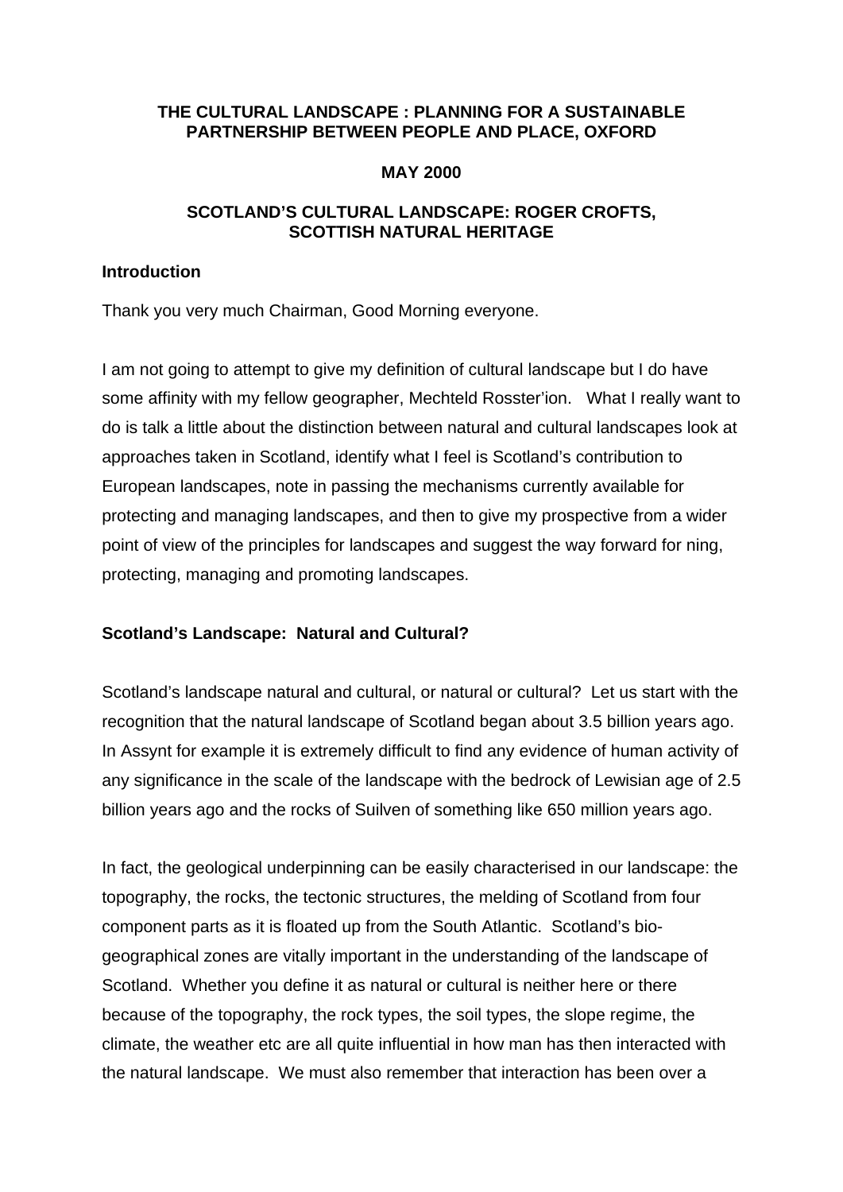**THE CULTURAL LANDSCAPE : PLANNING FOR A SUSTAINABLE PARTNERSHIP BETWEEN PEOPLE AND PLACE, OXFORD**

**MAY 2000**

**SCOTLAND'S CULTURAL LANDSCAPE: ROGER CROFTS, SCOTTISH NATURAL HERITAGE**

## Introduction

Thank you very much Chairman, Good Morning everyone.

I am not going to attempt to give my definition of cultural landscape but I do have some affinity with my fellow geographer, Mechteld Rosster'ion. What I really want to do is talk a little about the distinction between natural and cultural landscapes look at approaches taken in Scotland, identify what I feel is Scotland's contribution to European landscapes, note in passing the mechanisms currently available for protecting and managing landscapes, and then to give my prospective from a wider point of view of the principles for landscapes and suggest the way forward for ning, protecting, managing and promoting landscapes.

## Scotland's Landscape: Natural and Cultural?

Scotland's landscape natural and cultural, or natural or cultural? Let us start with the recognition that the natural landscape of Scotland began about 3.5 billion years ago. In Assynt for example it is extremely difficult to find any evidence of human activity of any significance in the scale of the landscape with the bedrock of Lewisian age of 2.5 billion years ago and the rocks of Suilven of something like 650 million years ago.

In fact, the geological underpinning can be easily characterised in our landscape: the topography, the rocks, the tectonic structures, the melding of Scotland from four component parts as it is floated up from the South Atlantic. Scotland's bio-geographical zones are vitally important in the understanding of the landscape of Scotland. Whether you define it as natural or cultural is neither here or there because of the topography, the rock types, the soil types, the slope regime, the climate, the weather etc are all quite influential in how man has then interacted with the natural landscape. We must also remember that interaction has been over a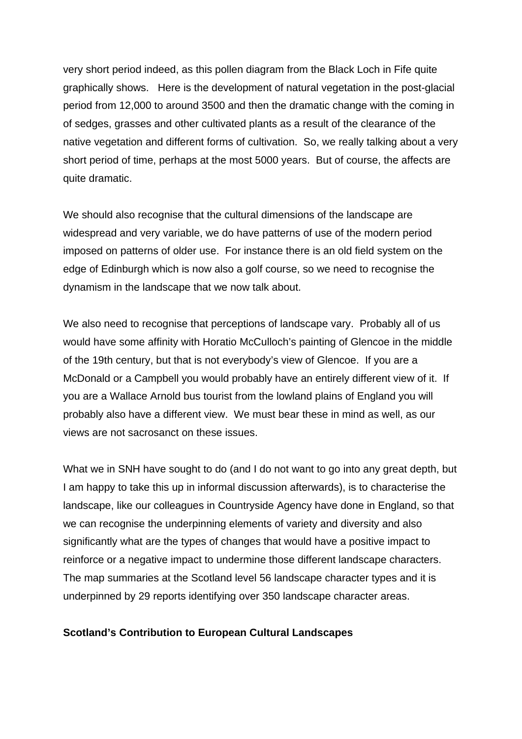very short period indeed, as this pollen diagram from the Black Loch in Fife quite graphically shows. Here is the development of natural vegetation in the post-glacial period from 12,000 to around 3500 and then the dramatic change with the coming in of sedges, grasses and other cultivated plants as a result of the clearance of the native vegetation and different forms of cultivation. So, we really talking about a very short period of time, perhaps at the most 5000 years. But of course, the affects are quite dramatic.

We should also recognise that the cultural dimensions of the landscape are widespread and very variable, we do have patterns of use of the modern period imposed on patterns of older use. For instance there is an old field system on the edge of Edinburgh which is now also a golf course, so we need to recognise the dynamism in the landscape that we now talk about.

We also need to recognise that perceptions of landscape vary. Probably all of us would have some affinity with Horatio McCulloch's painting of Glencoe in the middle of the 19th century, but that is not everybody's view of Glencoe. If you are a McDonald or a Campbell you would probably have an entirely different view of it. If you are a Wallace Arnold bus tourist from the lowland plains of England you will probably also have a different view. We must bear these in mind as well, as our views are not sacrosanct on these issues.

What we in SNH have sought to do (and I do not want to go into any great depth, but I am happy to take this up in informal discussion afterwards), is to characterise the landscape, like our colleagues in Countryside Agency have done in England, so that we can recognise the underpinning elements of variety and diversity and also significantly what are the types of changes that would have a positive impact to reinforce or a negative impact to undermine those different landscape characters. The map summaries at the Scotland level 56 landscape character types and it is underpinned by 29 reports identifying over 350 landscape character areas.

**Scotland's Contribution to European Cultural Landscapes**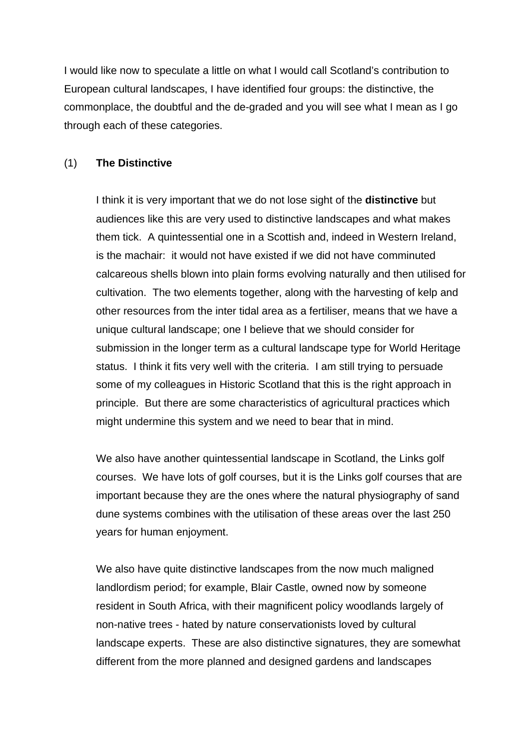I would like now to speculate a little on what I would call Scotland's contribution to European cultural landscapes, I have identified four groups: the distinctive, the commonplace, the doubtful and the de-graded and you will see what I mean as I go through each of these categories.

(1) **The Distinctive**

I think it is very important that we do not lose sight of the **distinctive** but audiences like this are very used to distinctive landscapes and what makes them tick. A quintessential one in a Scottish and, indeed in Western Ireland, is the machair: it would not have existed if we did not have comminuted calcareous shells blown into plain forms evolving naturally and then utilised for cultivation. The two elements together, along with the harvesting of kelp and other resources from the inter tidal area as a fertiliser, means that we have a unique cultural landscape; one I believe that we should consider for submission in the longer term as a cultural landscape type for World Heritage status. I think it fits very well with the criteria. I am still trying to persuade some of my colleagues in Historic Scotland that this is the right approach in principle. But there are some characteristics of agricultural practices which might undermine this system and we need to bear that in mind.

We also have another quintessential landscape in Scotland, the Links golf courses. We have lots of golf courses, but it is the Links golf courses that are important because they are the ones where the natural physiography of sand dune systems combines with the utilisation of these areas over the last 250 years for human enjoyment.

We also have quite distinctive landscapes from the now much maligned landlordism period; for example, Blair Castle, owned now by someone resident in South Africa, with their magnificent policy woodlands largely of non-native trees - hated by nature conservationists loved by cultural landscape experts. These are also distinctive signatures, they are somewhat different from the more planned and designed gardens and landscapes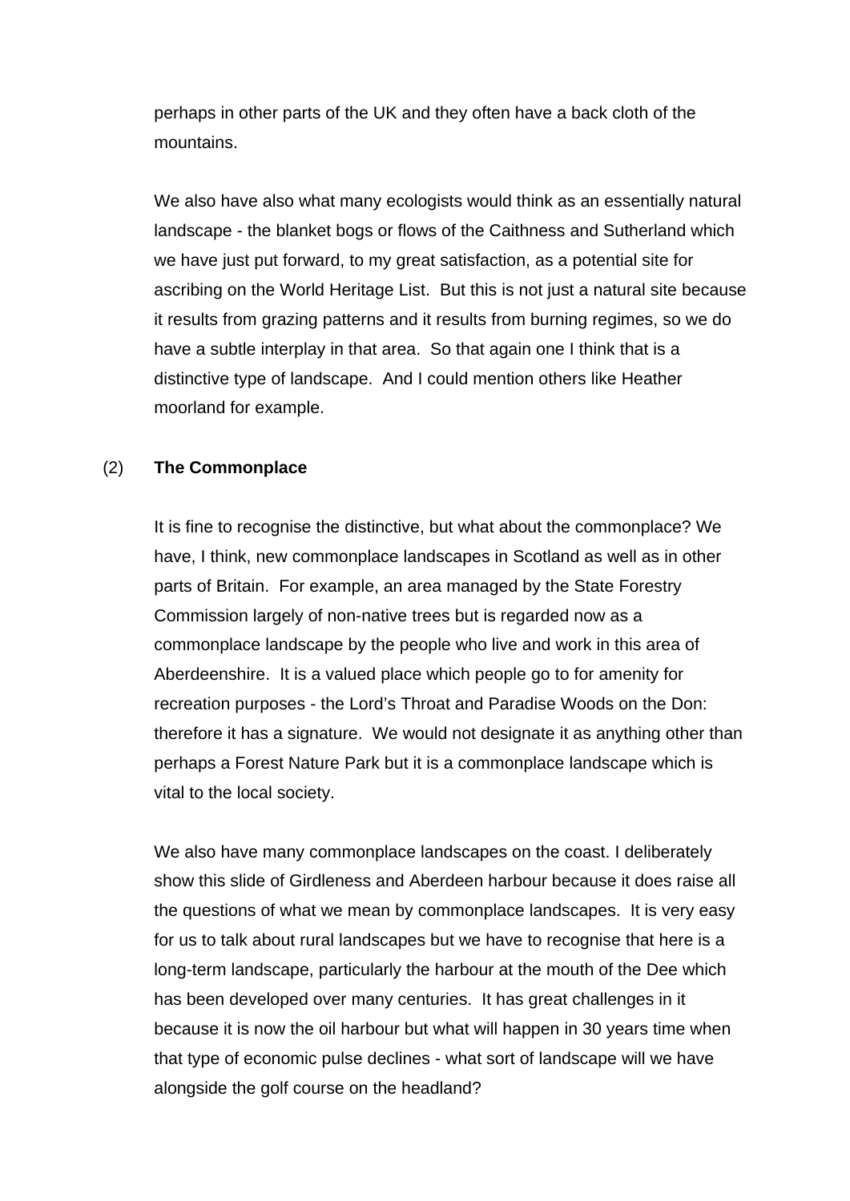perhaps in other parts of the UK and they often have a back cloth of the mountains.

We also have also what many ecologists would think as an essentially natural landscape - the blanket bogs or flows of the Caithness and Sutherland which we have just put forward, to my great satisfaction, as a potential site for ascribing on the World Heritage List. But this is not just a natural site because it results from grazing patterns and it results from burning regimes, so we do have a subtle interplay in that area. So that again one I think that is a distinctive type of landscape. And I could mention others like Heather moorland for example.

(2) **The Commonplace**

It is fine to recognise the distinctive, but what about the commonplace? We have, I think, new commonplace landscapes in Scotland as well as in other parts of Britain. For example, an area managed by the State Forestry Commission largely of non-native trees but is regarded now as a commonplace landscape by the people who live and work in this area of Aberdeenshire. It is a valued place which people go to for amenity for recreation purposes - the Lord's Throat and Paradise Woods on the Don: therefore it has a signature. We would not designate it as anything other than perhaps a Forest Nature Park but it is a commonplace landscape which is vital to the local society.

We also have many commonplace landscapes on the coast. I deliberately show this slide of Girdleness and Aberdeen harbour because it does raise all the questions of what we mean by commonplace landscapes. It is very easy for us to talk about rural landscapes but we have to recognise that here is a long-term landscape, particularly the harbour at the mouth of the Dee which has been developed over many centuries. It has great challenges in it because it is now the oil harbour but what will happen in 30 years time when that type of economic pulse declines - what sort of landscape will we have alongside the golf course on the headland?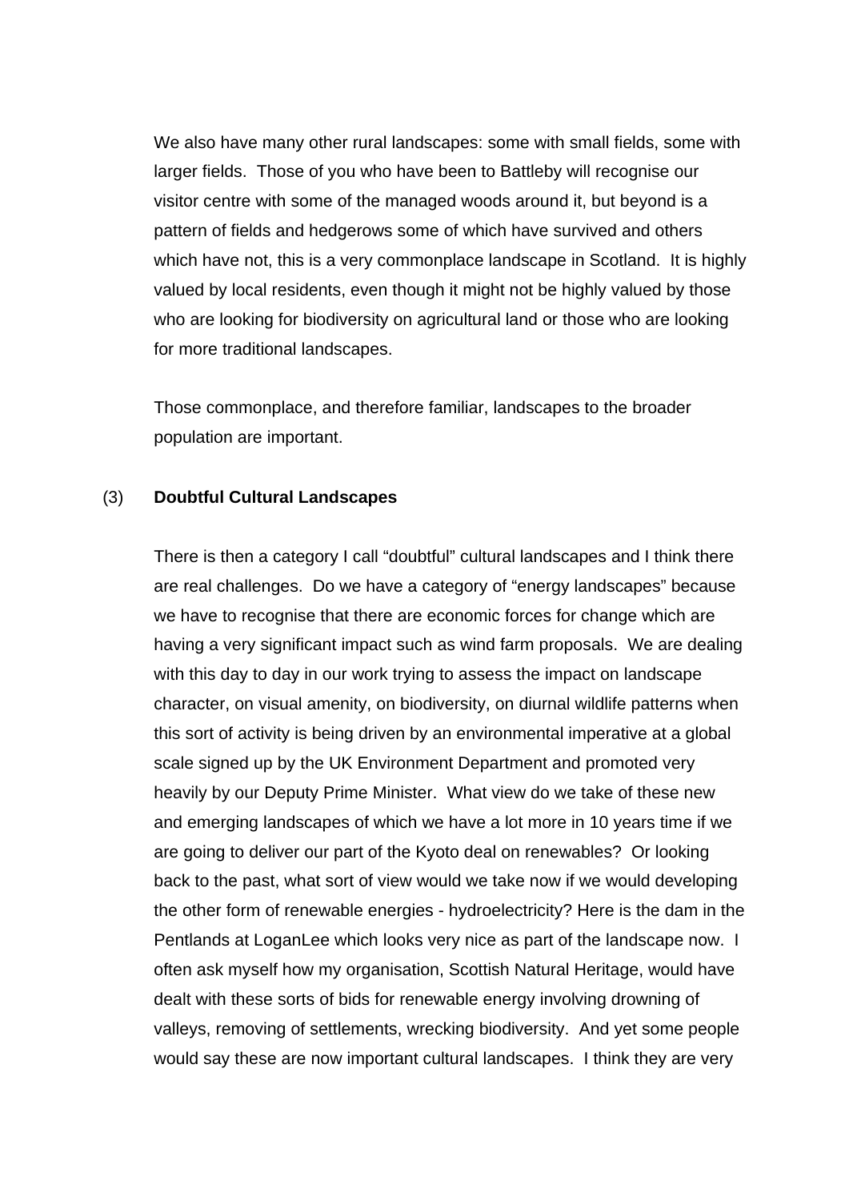We also have many other rural landscapes: some with small fields, some with larger fields. Those of you who have been to Battleby will recognise our visitor centre with some of the managed woods around it, but beyond is a pattern of fields and hedgerows some of which have survived and others which have not, this is a very commonplace landscape in Scotland. It is highly valued by local residents, even though it might not be highly valued by those who are looking for biodiversity on agricultural land or those who are looking for more traditional landscapes.

Those commonplace, and therefore familiar, landscapes to the broader population are important.

(3) **Doubtful Cultural Landscapes**

There is then a category I call “doubtful” cultural landscapes and I think there are real challenges. Do we have a category of “energy landscapes” because we have to recognise that there are economic forces for change which are having a very significant impact such as wind farm proposals. We are dealing with this day to day in our work trying to assess the impact on landscape character, on visual amenity, on biodiversity, on diurnal wildlife patterns when this sort of activity is being driven by an environmental imperative at a global scale signed up by the UK Environment Department and promoted very heavily by our Deputy Prime Minister. What view do we take of these new and emerging landscapes of which we have a lot more in 10 years time if we are going to deliver our part of the Kyoto deal on renewables? Or looking back to the past, what sort of view would we take now if we would developing the other form of renewable energies - hydroelectricity? Here is the dam in the Pentlands at LoganLee which looks very nice as part of the landscape now. I often ask myself how my organisation, Scottish Natural Heritage, would have dealt with these sorts of bids for renewable energy involving drowning of valleys, removing of settlements, wrecking biodiversity. And yet some people would say these are now important cultural landscapes. I think they are very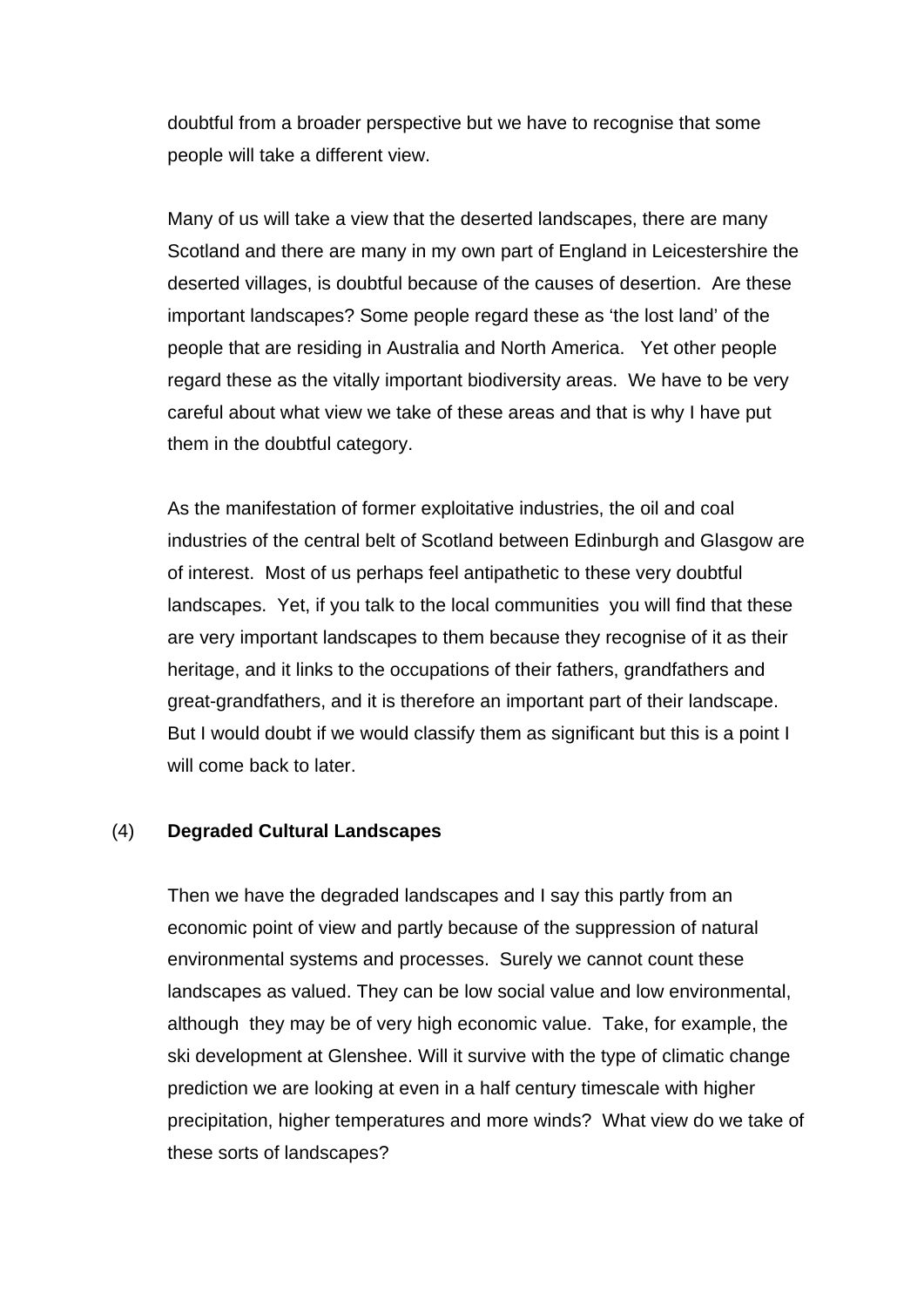doubtful from a broader perspective but we have to recognise that some people will take a different view.

Many of us will take a view that the deserted landscapes, there are many Scotland and there are many in my own part of England in Leicestershire the deserted villages, is doubtful because of the causes of desertion. Are these important landscapes? Some people regard these as 'the lost land' of the people that are residing in Australia and North America. Yet other people regard these as the vitally important biodiversity areas. We have to be very careful about what view we take of these areas and that is why I have put them in the doubtful category.

As the manifestation of former exploitative industries, the oil and coal industries of the central belt of Scotland between Edinburgh and Glasgow are of interest. Most of us perhaps feel antipathetic to these very doubtful landscapes. Yet, if you talk to the local communities you will find that these are very important landscapes to them because they recognise of it as their heritage, and it links to the occupations of their fathers, grandfathers and great-grandfathers, and it is therefore an important part of their landscape. But I would doubt if we would classify them as significant but this is a point I will come back to later.

(4) **Degraded Cultural Landscapes**

Then we have the degraded landscapes and I say this partly from an economic point of view and partly because of the suppression of natural environmental systems and processes. Surely we cannot count these landscapes as valued. They can be low social value and low environmental, although they may be of very high economic value. Take, for example, the ski development at Glenshee. Will it survive with the type of climatic change prediction we are looking at even in a half century timescale with higher precipitation, higher temperatures and more winds? What view do we take of these sorts of landscapes?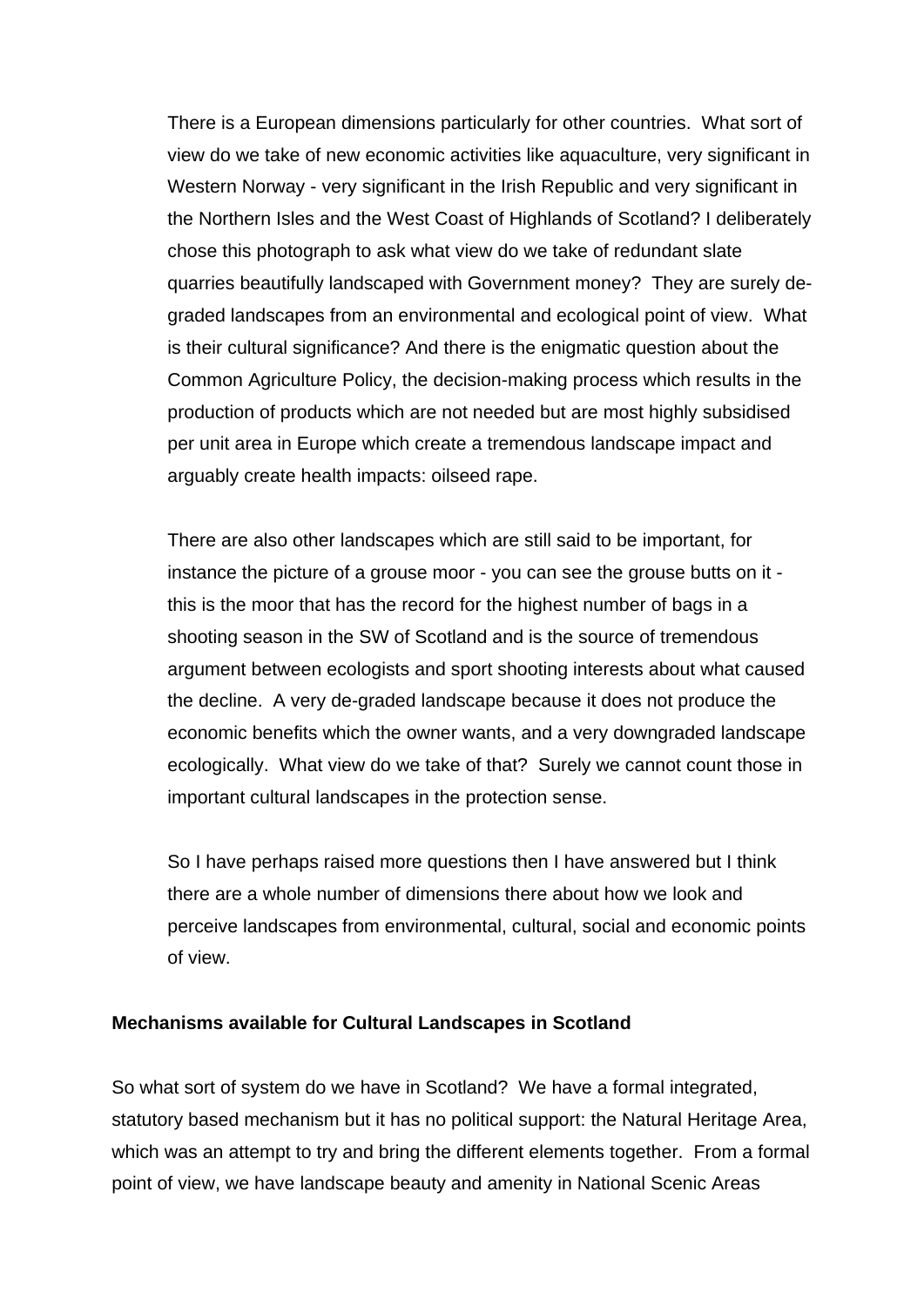There is a European dimensions particularly for other countries. What sort of view do we take of new economic activities like aquaculture, very significant in Western Norway - very significant in the Irish Republic and very significant in the Northern Isles and the West Coast of Highlands of Scotland? I deliberately chose this photograph to ask what view do we take of redundant slate quarries beautifully landscaped with Government money? They are surely de-graded landscapes from an environmental and ecological point of view. What is their cultural significance? And there is the enigmatic question about the Common Agriculture Policy, the decision-making process which results in the production of products which are not needed but are most highly subsidised per unit area in Europe which create a tremendous landscape impact and arguably create health impacts: oilseed rape.

There are also other landscapes which are still said to be important, for instance the picture of a grouse moor - you can see the grouse butts on it - this is the moor that has the record for the highest number of bags in a shooting season in the SW of Scotland and is the source of tremendous argument between ecologists and sport shooting interests about what caused the decline. A very de-graded landscape because it does not produce the economic benefits which the owner wants, and a very downgraded landscape ecologically. What view do we take of that? Surely we cannot count those in important cultural landscapes in the protection sense.

So I have perhaps raised more questions then I have answered but I think there are a whole number of dimensions there about how we look and perceive landscapes from environmental, cultural, social and economic points of view.

**Mechanisms available for Cultural Landscapes in Scotland**

So what sort of system do we have in Scotland? We have a formal integrated, statutory based mechanism but it has no political support: the Natural Heritage Area, which was an attempt to try and bring the different elements together. From a formal point of view, we have landscape beauty and amenity in National Scenic Areas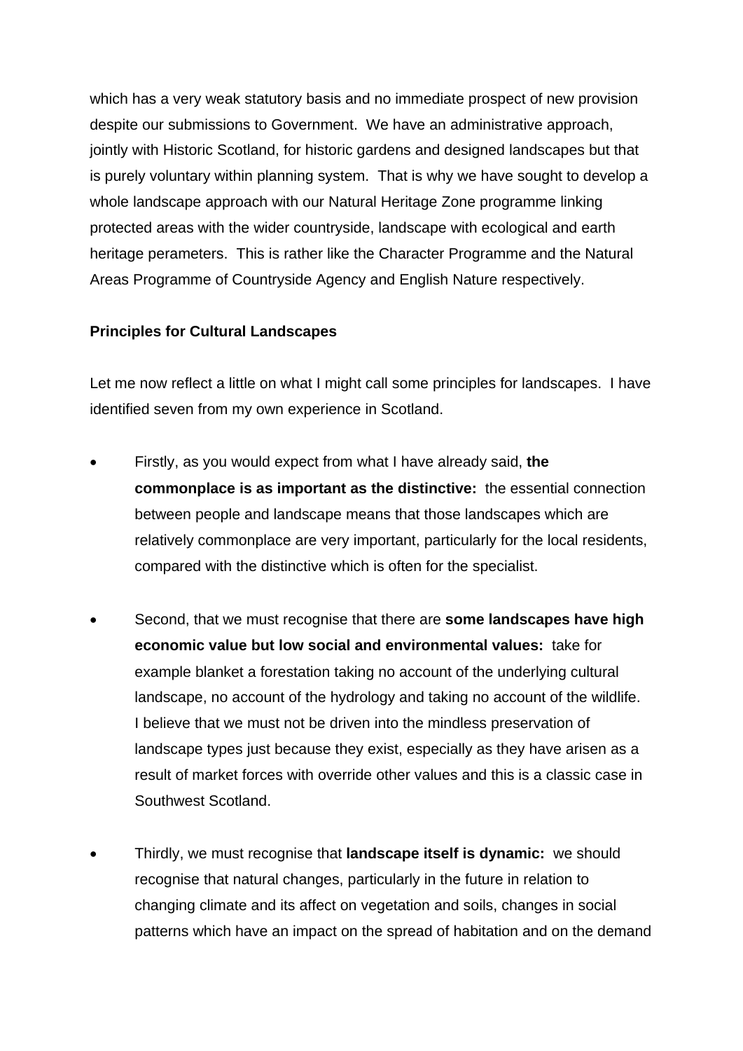which has a very weak statutory basis and no immediate prospect of new provision despite our submissions to Government. We have an administrative approach, jointly with Historic Scotland, for historic gardens and designed landscapes but that is purely voluntary within planning system. That is why we have sought to develop a whole landscape approach with our Natural Heritage Zone programme linking protected areas with the wider countryside, landscape with ecological and earth heritage perameters. This is rather like the Character Programme and the Natural Areas Programme of Countryside Agency and English Nature respectively.

**Principles for Cultural Landscapes**

Let me now reflect a little on what I might call some principles for landscapes. I have identified seven from my own experience in Scotland.

- Firstly, as you would expect from what I have already said, **the commonplace is as important as the distinctive:** the essential connection between people and landscape means that those landscapes which are relatively commonplace are very important, particularly for the local residents, compared with the distinctive which is often for the specialist.

- Second, that we must recognise that there are **some landscapes have high economic value but low social and environmental values:** take for example blanket a forestation taking no account of the underlying cultural landscape, no account of the hydrology and taking no account of the wildlife. I believe that we must not be driven into the mindless preservation of landscape types just because they exist, especially as they have arisen as a result of market forces with override other values and this is a classic case in Southwest Scotland.

- Thirdly, we must recognise that **landscape itself is dynamic:** we should recognise that natural changes, particularly in the future in relation to changing climate and its affect on vegetation and soils, changes in social patterns which have an impact on the spread of habitation and on the demand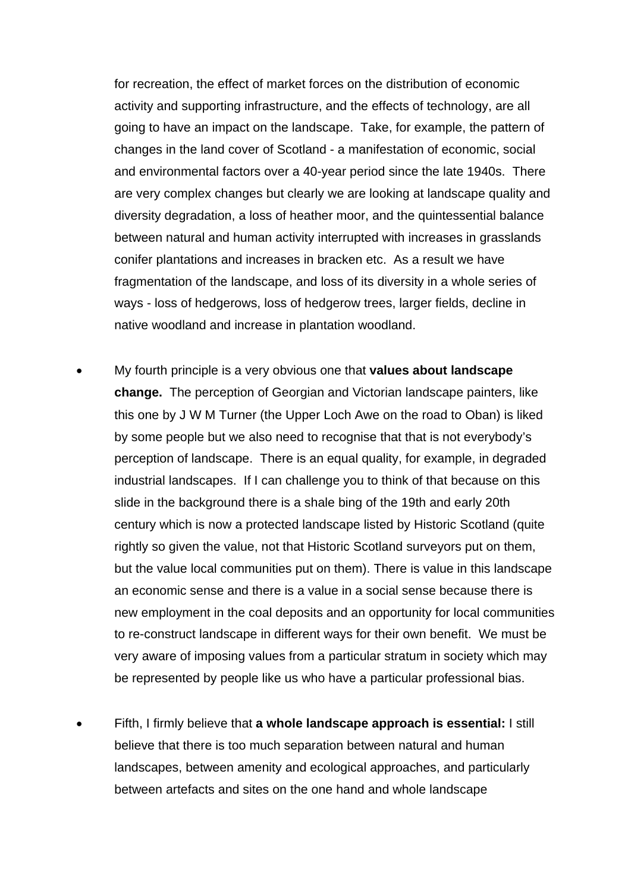for recreation, the effect of market forces on the distribution of economic activity and supporting infrastructure, and the effects of technology, are all going to have an impact on the landscape. Take, for example, the pattern of changes in the land cover of Scotland - a manifestation of economic, social and environmental factors over a 40-year period since the late 1940s. There are very complex changes but clearly we are looking at landscape quality and diversity degradation, a loss of heather moor, and the quintessential balance between natural and human activity interrupted with increases in grasslands conifer plantations and increases in bracken etc. As a result we have fragmentation of the landscape, and loss of its diversity in a whole series of ways - loss of hedgerows, loss of hedgerow trees, larger fields, decline in native woodland and increase in plantation woodland.

- My fourth principle is a very obvious one that **values about landscape change.** The perception of Georgian and Victorian landscape painters, like this one by J W M Turner (the Upper Loch Awe on the road to Oban) is liked by some people but we also need to recognise that that is not everybody's perception of landscape. There is an equal quality, for example, in degraded industrial landscapes. If I can challenge you to think of that because on this slide in the background there is a shale bing of the 19th and early 20th century which is now a protected landscape listed by Historic Scotland (quite rightly so given the value, not that Historic Scotland surveyors put on them, but the value local communities put on them). There is value in this landscape an economic sense and there is a value in a social sense because there is new employment in the coal deposits and an opportunity for local communities to re-construct landscape in different ways for their own benefit. We must be very aware of imposing values from a particular stratum in society which may be represented by people like us who have a particular professional bias.

- Fifth, I firmly believe that **a whole landscape approach is essential:** I still believe that there is too much separation between natural and human landscapes, between amenity and ecological approaches, and particularly between artefacts and sites on the one hand and whole landscape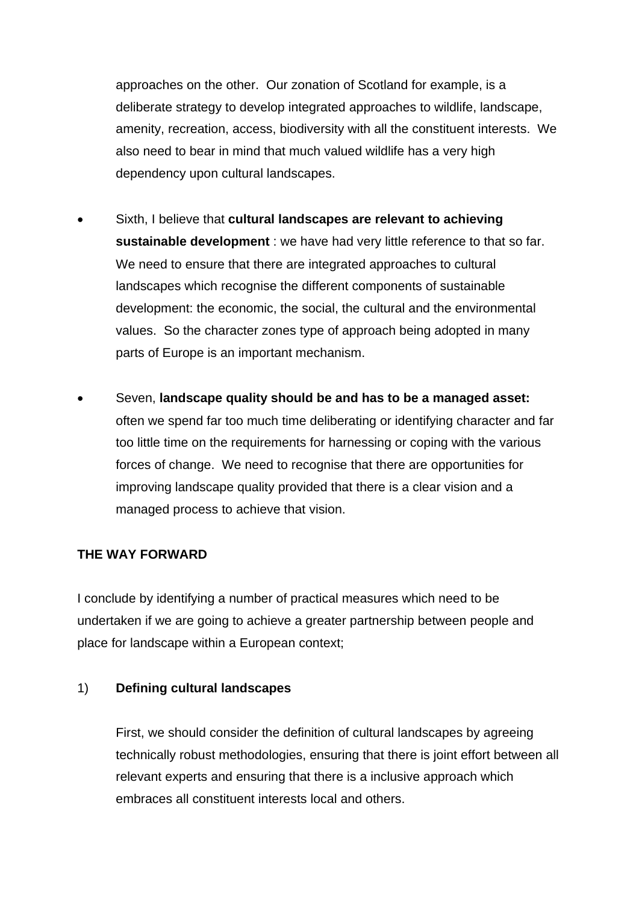approaches on the other. Our zonation of Scotland for example, is a deliberate strategy to develop integrated approaches to wildlife, landscape, amenity, recreation, access, biodiversity with all the constituent interests. We also need to bear in mind that much valued wildlife has a very high dependency upon cultural landscapes.

- Sixth, I believe that **cultural landscapes are relevant to achieving sustainable development** : we have had very little reference to that so far. We need to ensure that there are integrated approaches to cultural landscapes which recognise the different components of sustainable development: the economic, the social, the cultural and the environmental values. So the character zones type of approach being adopted in many parts of Europe is an important mechanism.

- Seven, **landscape quality should be and has to be a managed asset:** often we spend far too much time deliberating or identifying character and far too little time on the requirements for harnessing or coping with the various forces of change. We need to recognise that there are opportunities for improving landscape quality provided that there is a clear vision and a managed process to achieve that vision.

**THE WAY FORWARD**

I conclude by identifying a number of practical measures which need to be undertaken if we are going to achieve a greater partnership between people and place for landscape within a European context;

1) **Defining cultural landscapes**

First, we should consider the definition of cultural landscapes by agreeing technically robust methodologies, ensuring that there is joint effort between all relevant experts and ensuring that there is a inclusive approach which embraces all constituent interests local and others.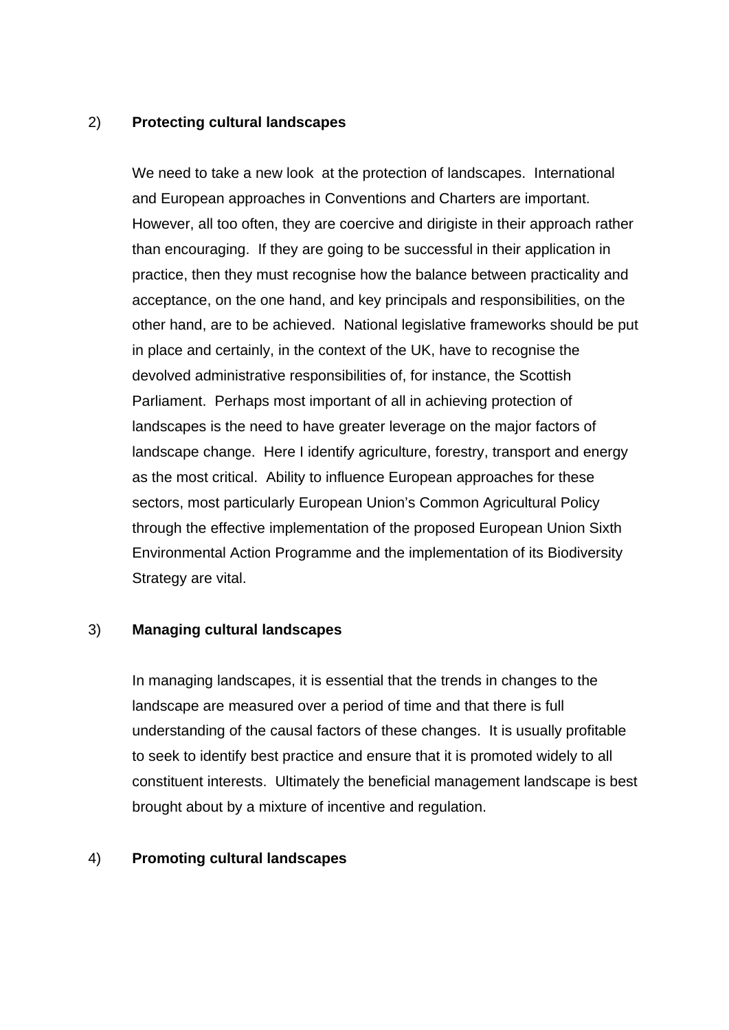2) **Protecting cultural landscapes**

We need to take a new look at the protection of landscapes. International and European approaches in Conventions and Charters are important. However, all too often, they are coercive and dirigiste in their approach rather than encouraging. If they are going to be successful in their application in practice, then they must recognise how the balance between practicality and acceptance, on the one hand, and key principals and responsibilities, on the other hand, are to be achieved. National legislative frameworks should be put in place and certainly, in the context of the UK, have to recognise the devolved administrative responsibilities of, for instance, the Scottish Parliament. Perhaps most important of all in achieving protection of landscapes is the need to have greater leverage on the major factors of landscape change. Here I identify agriculture, forestry, transport and energy as the most critical. Ability to influence European approaches for these sectors, most particularly European Union's Common Agricultural Policy through the effective implementation of the proposed European Union Sixth Environmental Action Programme and the implementation of its Biodiversity Strategy are vital.

3) **Managing cultural landscapes**

In managing landscapes, it is essential that the trends in changes to the landscape are measured over a period of time and that there is full understanding of the causal factors of these changes. It is usually profitable to seek to identify best practice and ensure that it is promoted widely to all constituent interests. Ultimately the beneficial management landscape is best brought about by a mixture of incentive and regulation.

4) **Promoting cultural landscapes**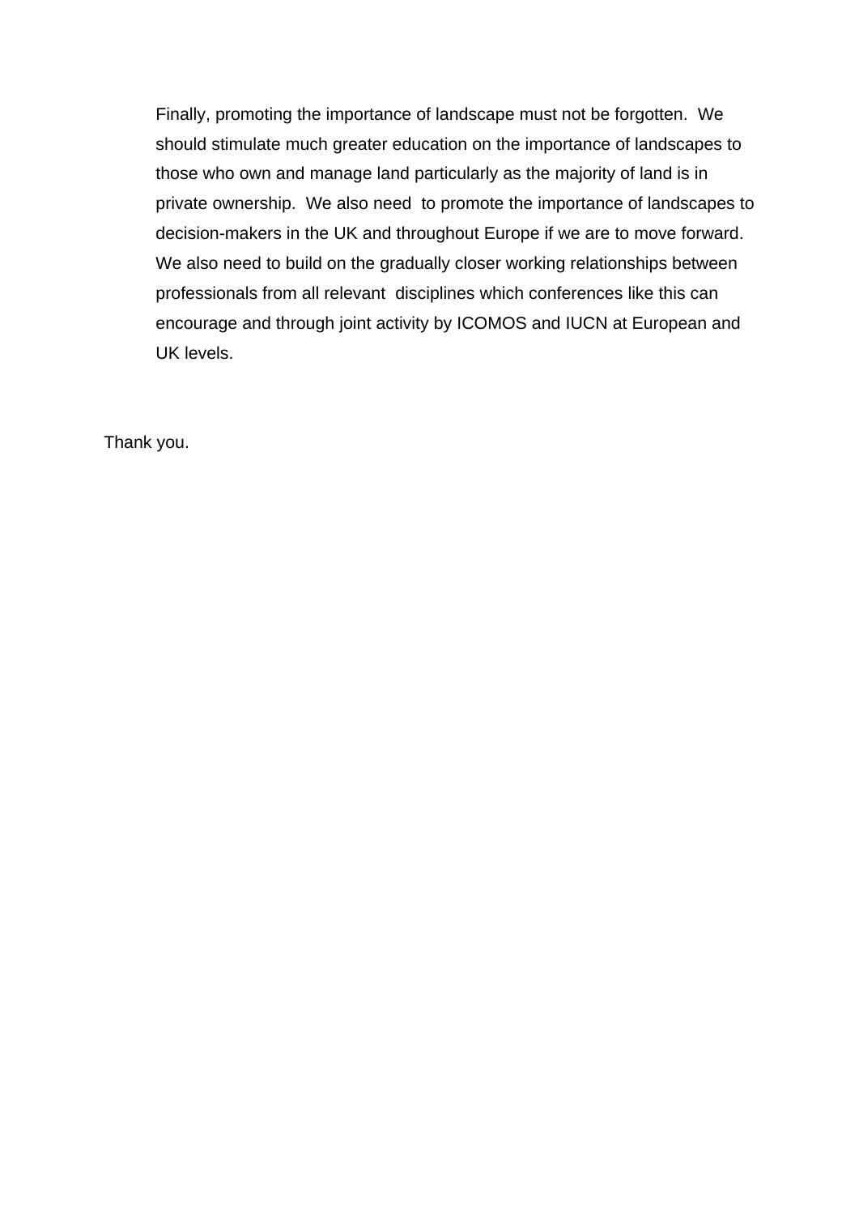Finally, promoting the importance of landscape must not be forgotten. We should stimulate much greater education on the importance of landscapes to those who own and manage land particularly as the majority of land is in private ownership. We also need to promote the importance of landscapes to decision-makers in the UK and throughout Europe if we are to move forward. We also need to build on the gradually closer working relationships between professionals from all relevant disciplines which conferences like this can encourage and through joint activity by ICOMOS and IUCN at European and UK levels.

Thank you.